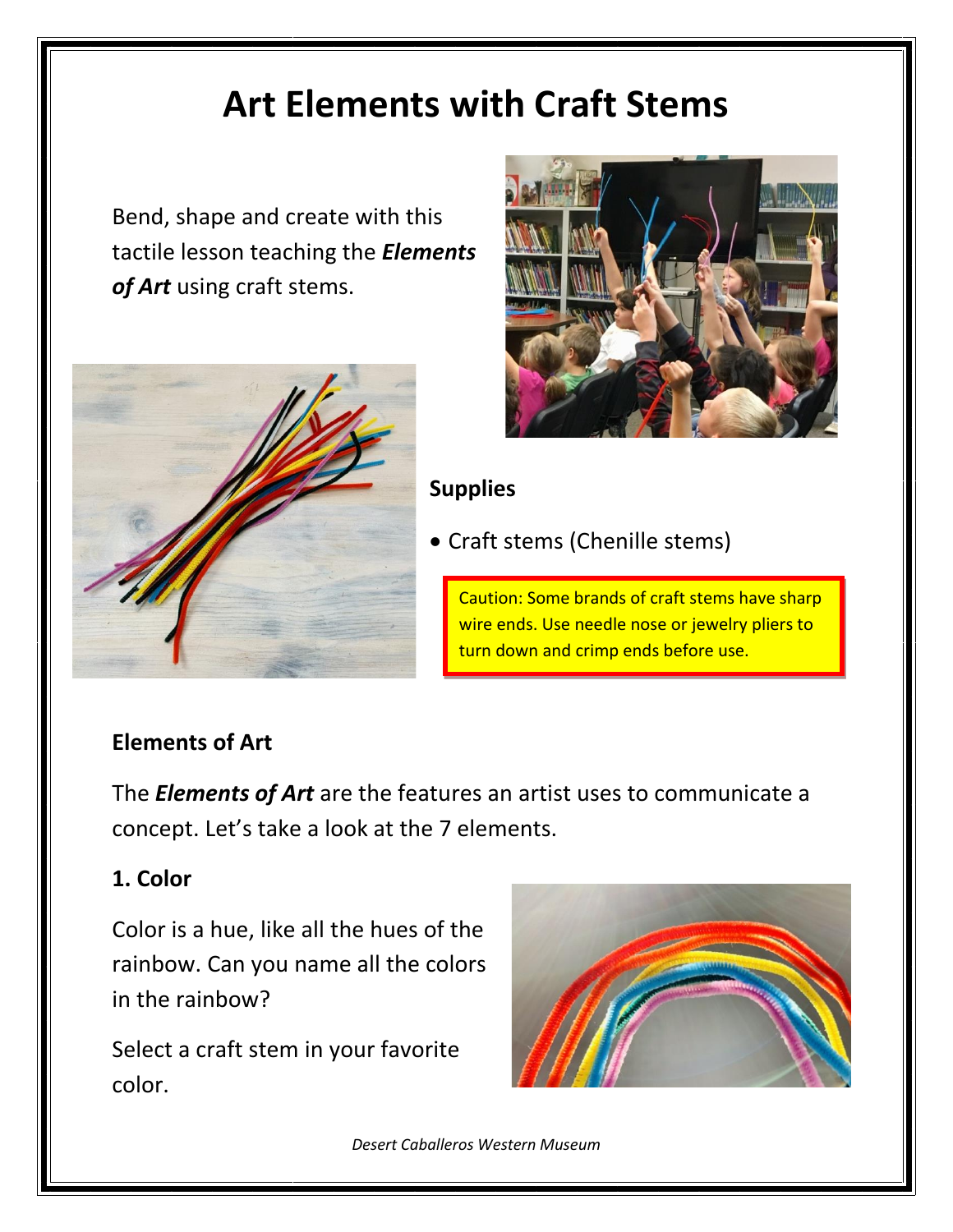# Art Elements with Craft Stems

Bend, shape and create with this tactile lesson teaching the ***Elements of Art*** using craft stems.

**Supplies**

- Craft stems (Chenille stems)

Caution: Some brands of craft stems have sharp wire ends. Use needle nose or jewelry pliers to turn down and crimp ends before use.

## Elements of Art

The ***Elements of Art*** are the features an artist uses to communicate a concept. Let's take a look at the 7 elements.

### 1. Color

Color is a hue, like all the hues of the rainbow. Can you name all the colors in the rainbow?

Select a craft stem in your favorite color.

*Desert Caballeros Western Museum*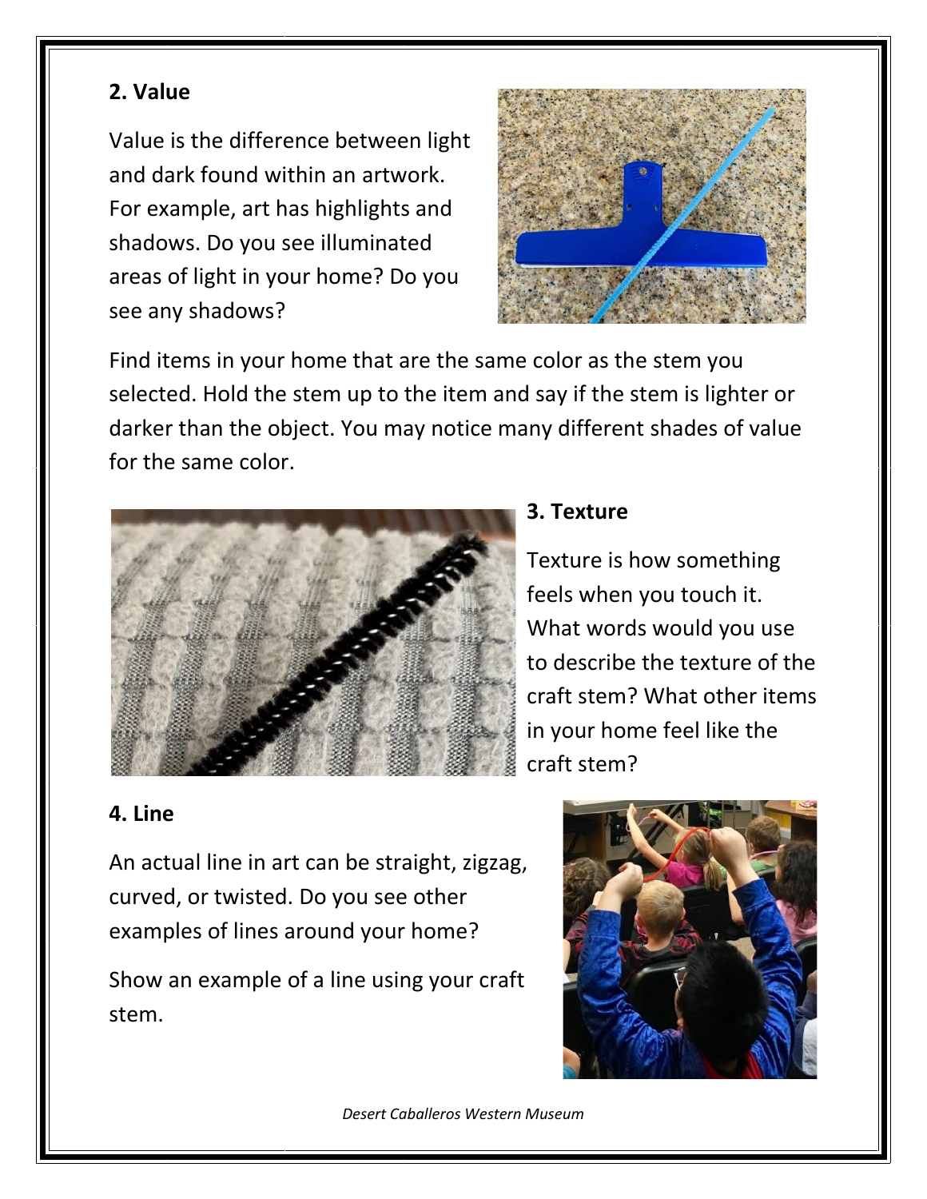## 2. Value

Value is the difference between light and dark found within an artwork. For example, art has highlights and shadows. Do you see illuminated areas of light in your home? Do you see any shadows?

Find items in your home that are the same color as the stem you selected. Hold the stem up to the item and say if the stem is lighter or darker than the object. You may notice many different shades of value for the same color.

## 3. Texture

Texture is how something feels when you touch it. What words would you use to describe the texture of the craft stem? What other items in your home feel like the craft stem?

## 4. Line

An actual line in art can be straight, zigzag, curved, or twisted. Do you see other examples of lines around your home?

Show an example of a line using your craft stem.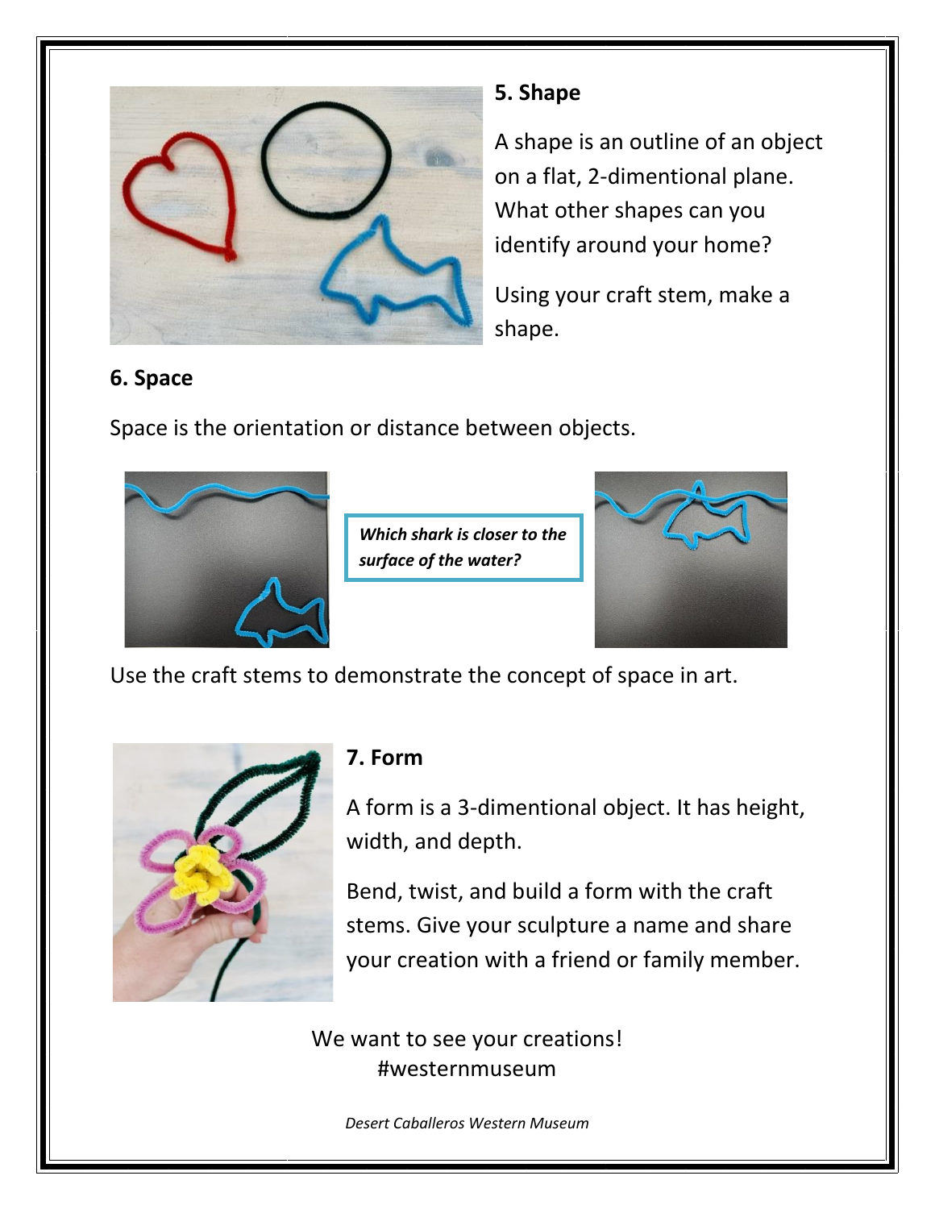## 5. Shape

A shape is an outline of an object on a flat, 2-dimentional plane. What other shapes can you identify around your home?

Using your craft stem, make a shape.

## 6. Space

Space is the orientation or distance between objects.

***Which shark is closer to the surface of the water?***

Use the craft stems to demonstrate the concept of space in art.

## 7. Form

A form is a 3-dimentional object. It has height, width, and depth.

Bend, twist, and build a form with the craft stems. Give your sculpture a name and share your creation with a friend or family member.

We want to see your creations!
#westernmuseum

*Desert Caballeros Western Museum*